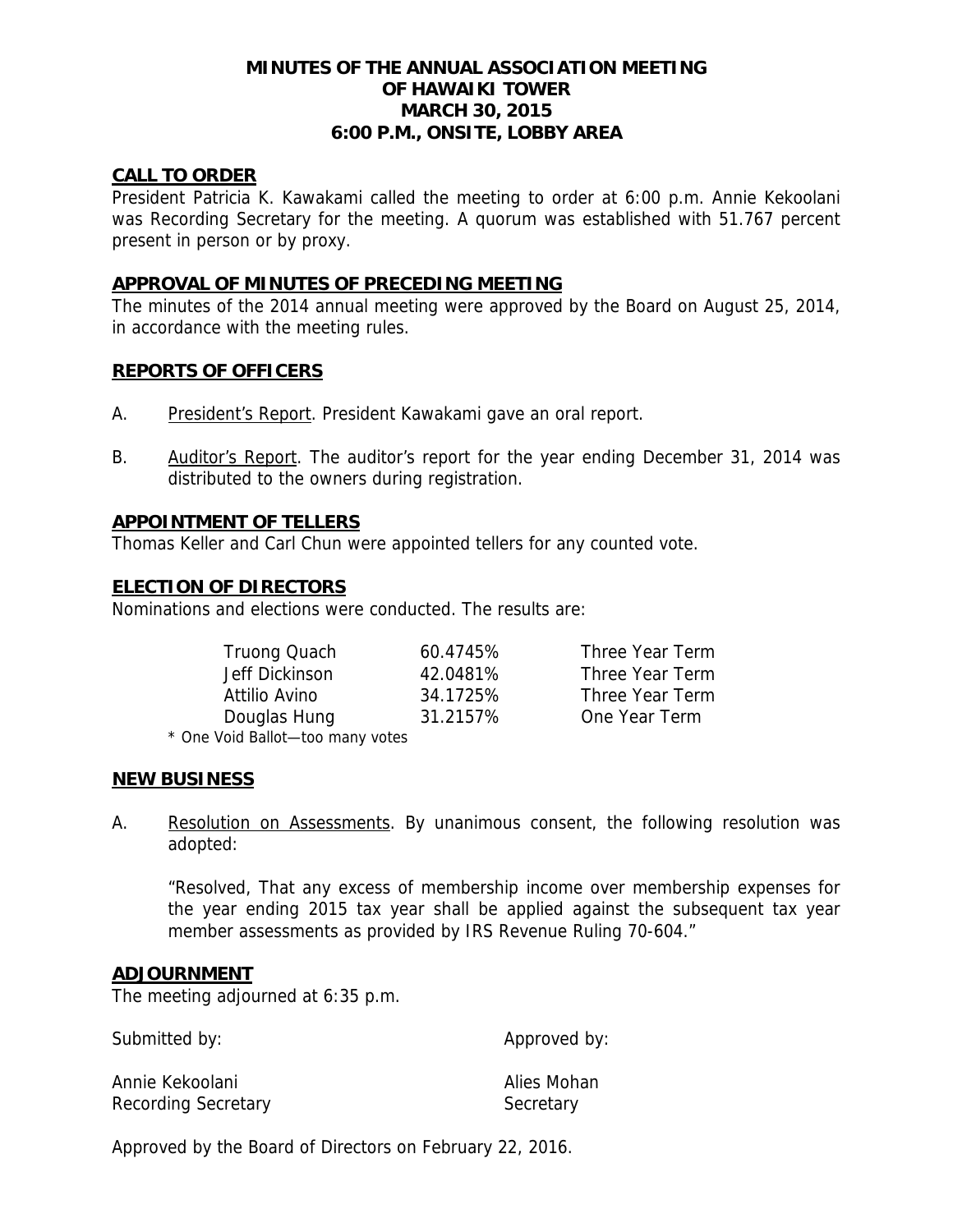# MINUTES OF THE ANNUAL ASSOCIATION MEETING OF HAWAIKI TOWER MARCH 30, 2015 6:00 P.M., ONSITE, LOBBY AREA

## CALL TO ORDER

President Patricia K. Kawakami called the meeting to order at 6:00 p.m. Annie Kekoolani was Recording Secretary for the meeting. A quorum was established with 51.767 percent present in person or by proxy.

## APPROVAL OF MINUTES OF PRECEDING MEETING

The minutes of the 2014 annual meeting were approved by the Board on August 25, 2014, in accordance with the meeting rules.

## REPORTS OF OFFICERS

A. President's Report. President Kawakami gave an oral report.

B. Auditor's Report. The auditor's report for the year ending December 31, 2014 was distributed to the owners during registration.

## APPOINTMENT OF TELLERS

Thomas Keller and Carl Chun were appointed tellers for any counted vote.

## ELECTION OF DIRECTORS

Nominations and elections were conducted. The results are:

| | | |
|---|---|---|
| Truong Quach | 60.4745% | Three Year Term |
| Jeff Dickinson | 42.0481% | Three Year Term |
| Attilio Avino | 34.1725% | Three Year Term |
| Douglas Hung | 31.2157% | One Year Term |

* One Void Ballot—too many votes

## NEW BUSINESS

A. Resolution on Assessments. By unanimous consent, the following resolution was adopted:

"Resolved, That any excess of membership income over membership expenses for the year ending 2015 tax year shall be applied against the subsequent tax year member assessments as provided by IRS Revenue Ruling 70-604."

## ADJOURNMENT

The meeting adjourned at 6:35 p.m.

| Submitted by: | Approved by: |
|---|---|
| Annie Kekoolani | Alies Mohan |
| Recording Secretary | Secretary |

Approved by the Board of Directors on February 22, 2016.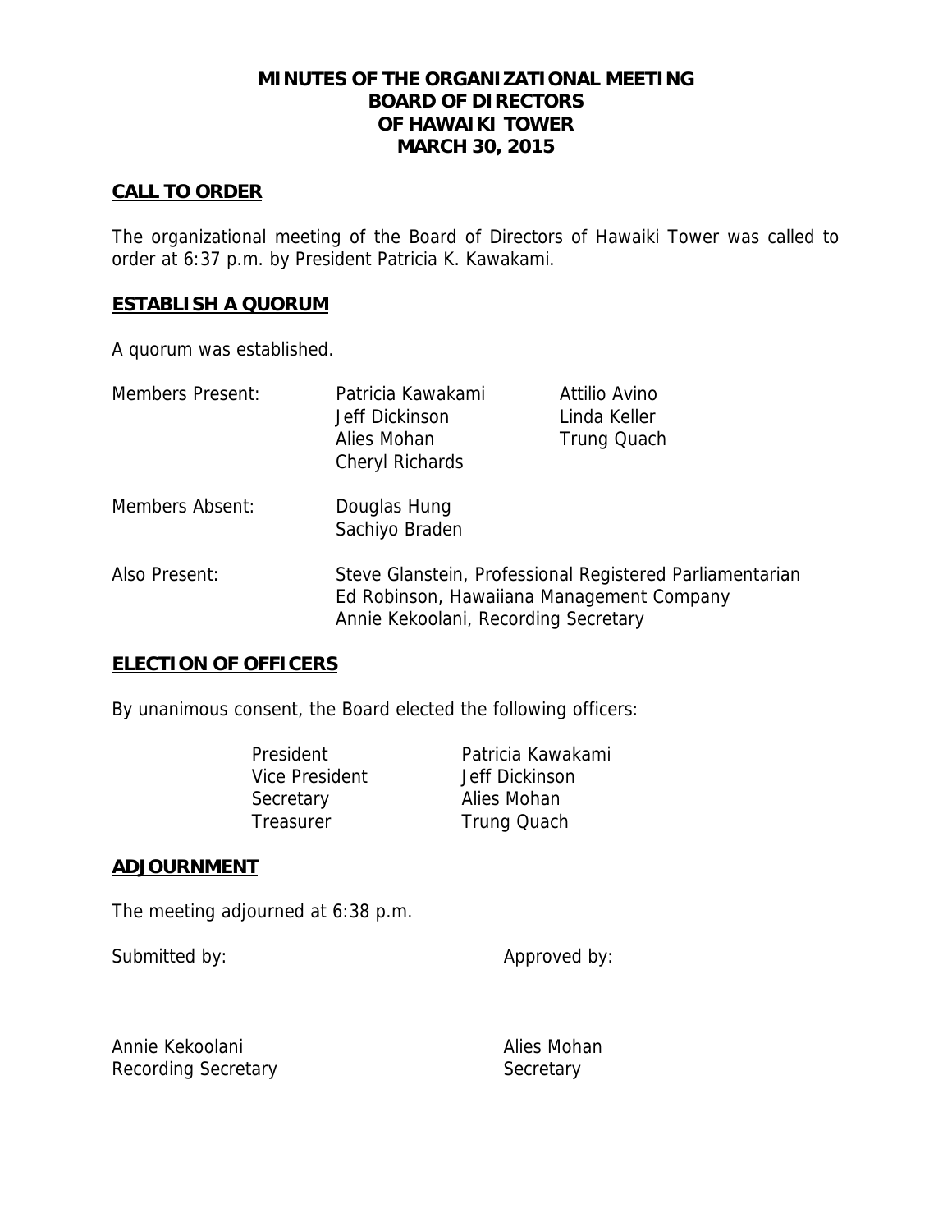**MINUTES OF THE ORGANIZATIONAL MEETING**
**BOARD OF DIRECTORS**
**OF HAWAIKI TOWER**
**MARCH 30, 2015**

## CALL TO ORDER

The organizational meeting of the Board of Directors of Hawaiki Tower was called to order at 6:37 p.m. by President Patricia K. Kawakami.

## ESTABLISH A QUORUM

A quorum was established.

| | | |
|---|---|---|
| Members Present: | Patricia Kawakami<br>Jeff Dickinson<br>Alies Mohan<br>Cheryl Richards | Attilio Avino<br>Linda Keller<br>Trung Quach |
| Members Absent: | Douglas Hung<br>Sachiyo Braden | |
| Also Present: | Steve Glanstein, Professional Registered Parliamentarian<br>Ed Robinson, Hawaiiana Management Company<br>Annie Kekoolani, Recording Secretary | |

## ELECTION OF OFFICERS

By unanimous consent, the Board elected the following officers:

| | |
|---|---|
| President | Patricia Kawakami |
| Vice President | Jeff Dickinson |
| Secretary | Alies Mohan |
| Treasurer | Trung Quach |

## ADJOURNMENT

The meeting adjourned at 6:38 p.m.

Submitted by:

Annie Kekoolani
Recording Secretary

Approved by:

Alies Mohan
Secretary